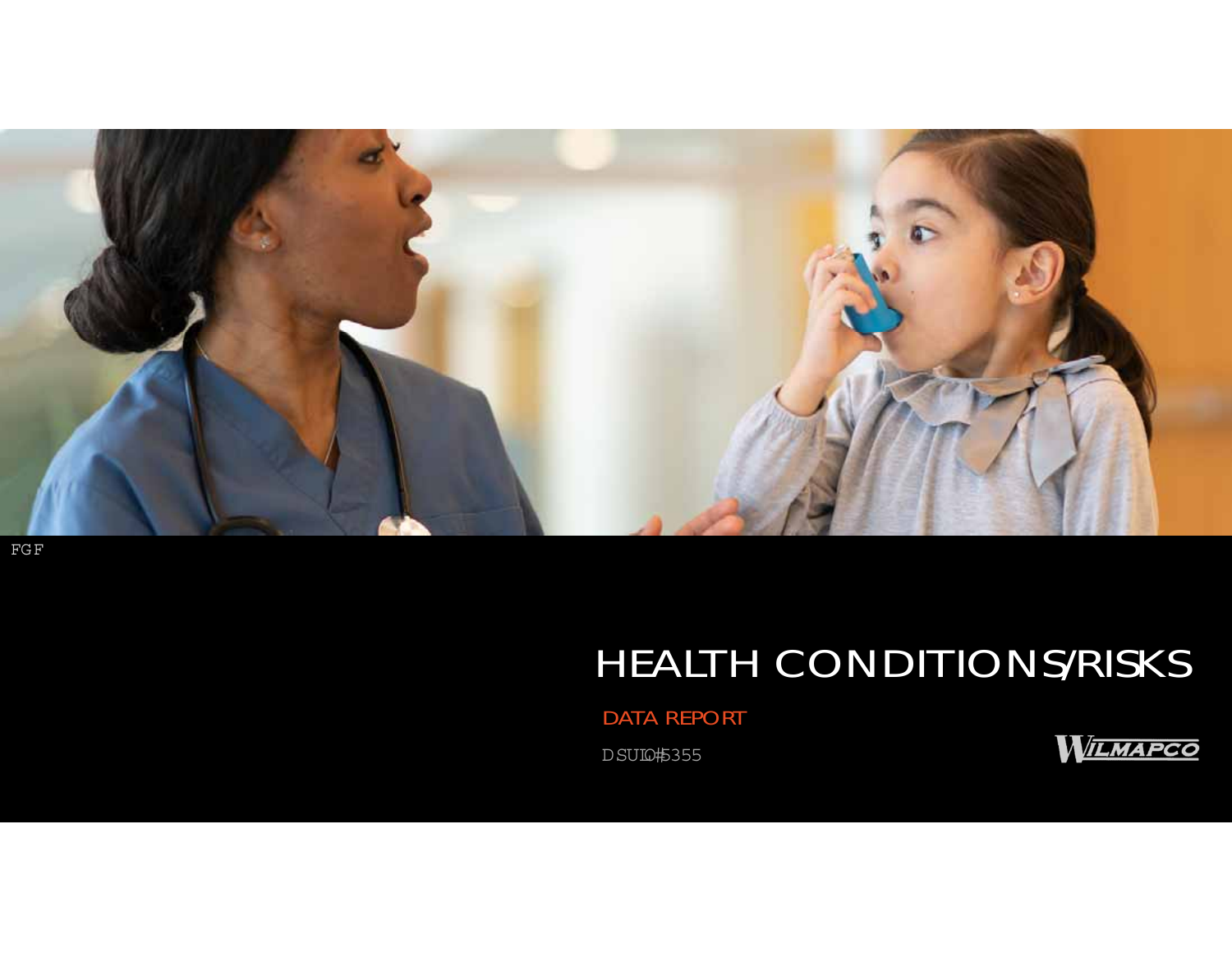FGF

# HEALTH CONDITIONS/RISKS

## DATA REPORT

DSUlO#5355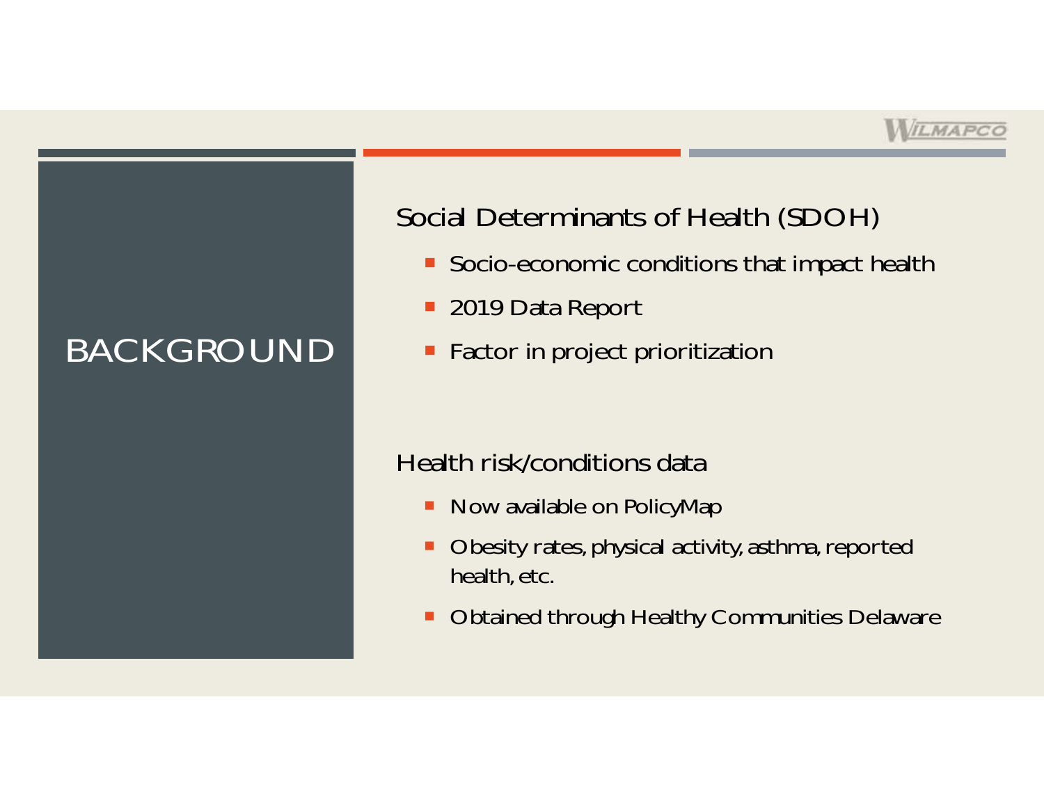# BACKGROUND

## Social Determinants of Health (SDOH)

- Socio-economic conditions that impact health
- 2019 Data Report
- Factor in project prioritization

## Health risk/conditions data

- Now available on PolicyMap
- Obesity rates, physical activity, asthma, reported health, etc.
- Obtained through Healthy Communities Delaware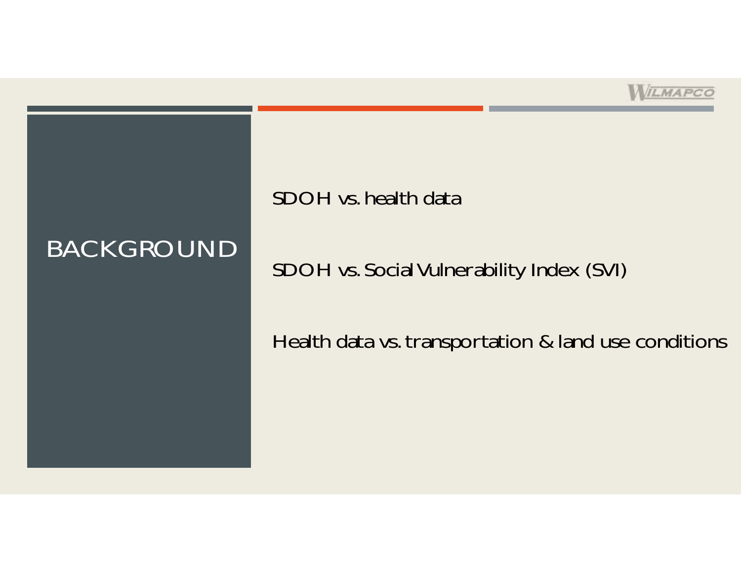# BACKGROUND

SDOH vs. health data

SDOH vs. Social Vulnerability Index (SVI)

Health data vs. transportation & land use conditions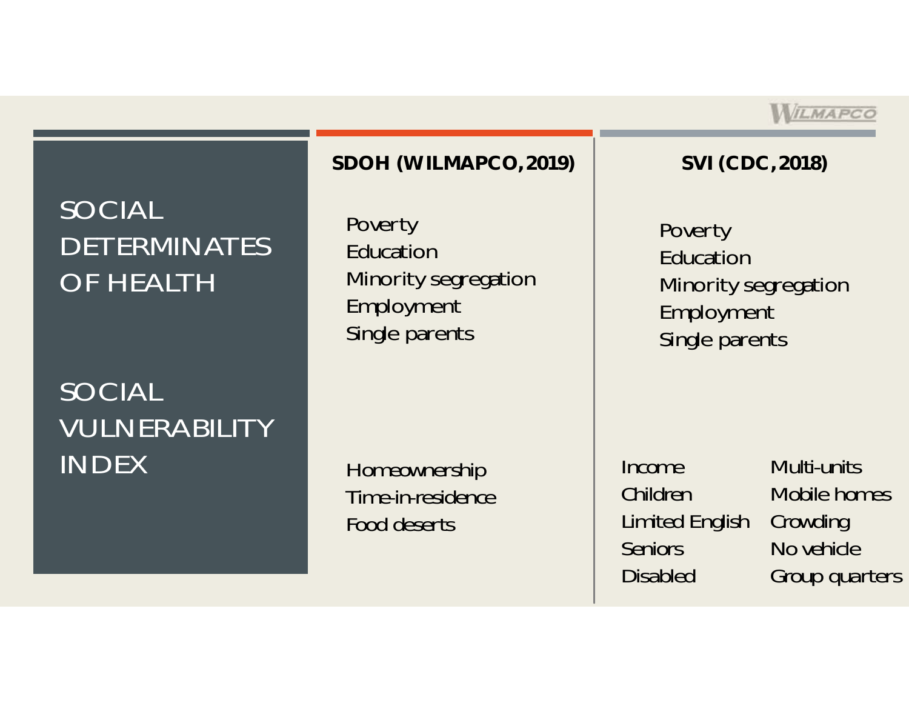# SOCIAL DETERMINATES OF HEALTH

# SOCIAL VULNERABILITY INDEX

| SDOH (WILMAPCO, 2019) | SVI (CDC, 2018) |
|---|---|
| Poverty | Poverty |
| Education | Education |
| Minority segregation | Minority segregation |
| Employment | Employment |
| Single parents | Single parents |

**SDOH (WILMAPCO, 2019):**

- Homeownership
- Time-in-residence
- Food deserts

**SVI (CDC, 2018):**

- Income
- Children
- Limited English
- Seniors
- Disabled
- Multi-units
- Mobile homes
- Crowding
- No vehicle
- Group quarters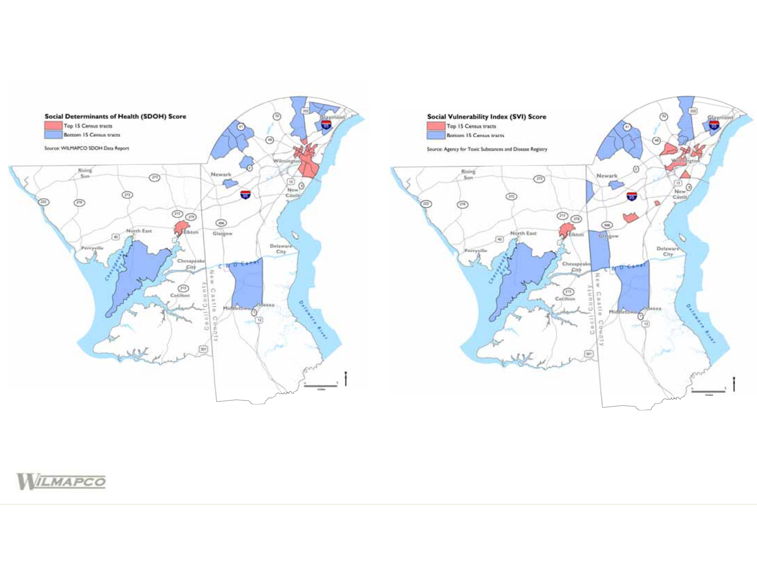**Social Determinants of Health (SDOH) Score**

- Top 15 Census tracts
- Bottom 15 Census tracts

Source: WILMAPCO SDOH Data Report

**Social Vulnerability Index (SVI) Score**

- Top 15 Census tracts
- Bottom 15 Census tracts

Source: Agency for Toxic Substances and Disease Registry

WILMAPCO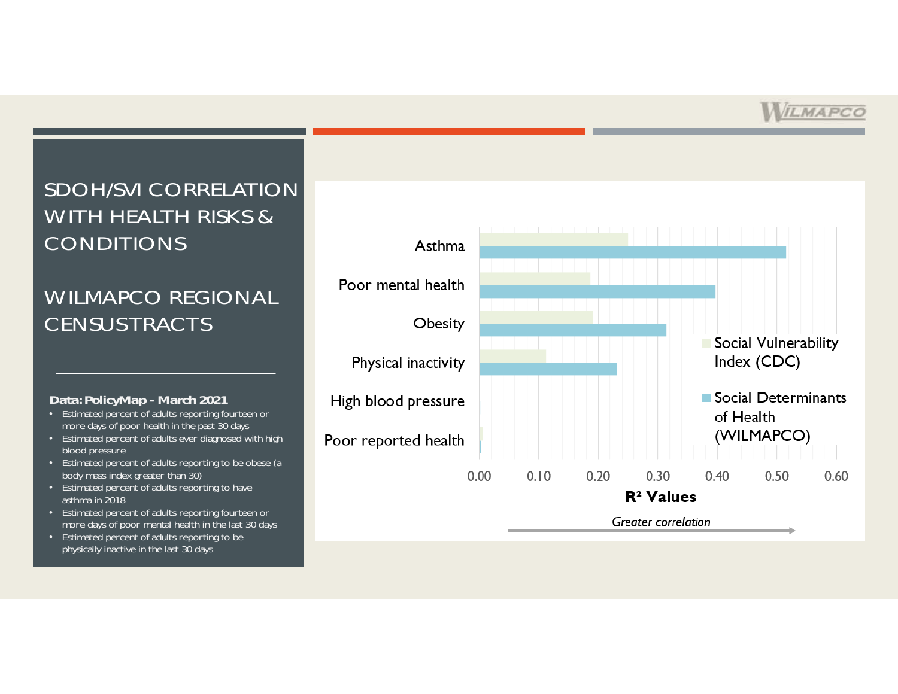# SDOH/SVI CORRELATION WITH HEALTH RISKS & CONDITIONS

# WILMAPCO REGIONAL CENSUSTRACTS

**Data: PolicyMap - March 2021**

- Estimated percent of adults reporting fourteen or more days of poor health in the past 30 days
- Estimated percent of adults ever diagnosed with high blood pressure
- Estimated percent of adults reporting to be obese (a body mass index greater than 30)
- Estimated percent of adults reporting to have asthma in 2018
- Estimated percent of adults reporting fourteen or more days of poor mental health in the last 30 days
- Estimated percent of adults reporting to be physically inactive in the last 30 days

| Condition | Social Vulnerability Index (CDC) | Social Determinants of Health (WILMAPCO) |
|---|---|---|
| Asthma | ~0.25 | ~0.52 |
| Poor mental health | ~0.19 | ~0.40 |
| Obesity | ~0.19 | ~0.31 |
| Physical inactivity | ~0.11 | ~0.23 |
| High blood pressure | ~0.00 | ~0.00 |
| Poor reported health | ~0.01 | ~0.00 |

$R^2$ Values

*Greater correlation* →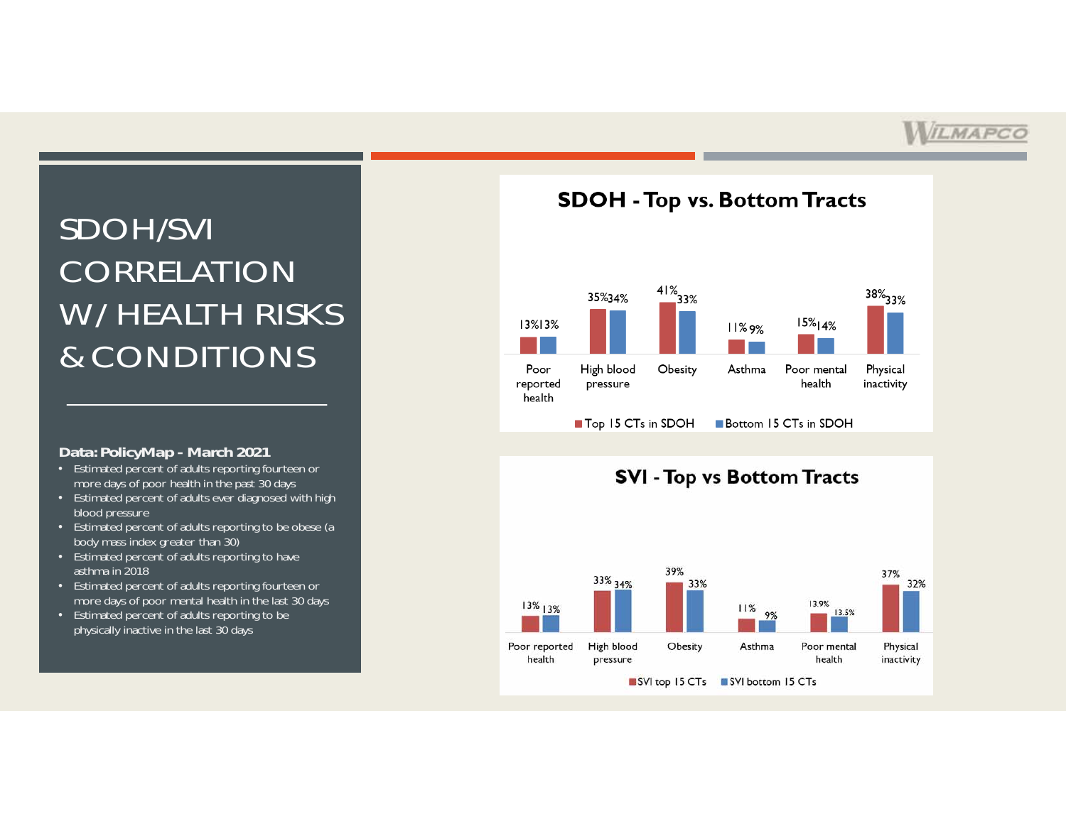# SDOH/SVI CORRELATION W/ HEALTH RISKS & CONDITIONS

**Data: PolicyMap - March 2021**

- Estimated percent of adults reporting fourteen or more days of poor health in the past 30 days
- Estimated percent of adults ever diagnosed with high blood pressure
- Estimated percent of adults reporting to be obese (a body mass index greater than 30)
- Estimated percent of adults reporting to have asthma in 2018
- Estimated percent of adults reporting fourteen or more days of poor mental health in the last 30 days
- Estimated percent of adults reporting to be physically inactive in the last 30 days

## SDOH - Top vs. Bottom Tracts

| | Poor reported health | High blood pressure | Obesity | Asthma | Poor mental health | Physical inactivity |
|---|---|---|---|---|---|---|
| Top 15 CTs in SDOH | 13% | 35% | 41% | 11% | 15% | 38% |
| Bottom 15 CTs in SDOH | 13% | 34% | 33% | 9% | 14% | 33% |

## SVI - Top vs Bottom Tracts

| | Poor reported health | High blood pressure | Obesity | Asthma | Poor mental health | Physical inactivity |
|---|---|---|---|---|---|---|
| SVI top 15 CTs | 13% | 33% | 39% | 11% | 13.9% | 37% |
| SVI bottom 15 CTs | 13% | 34% | 33% | 9% | 13.5% | 32% |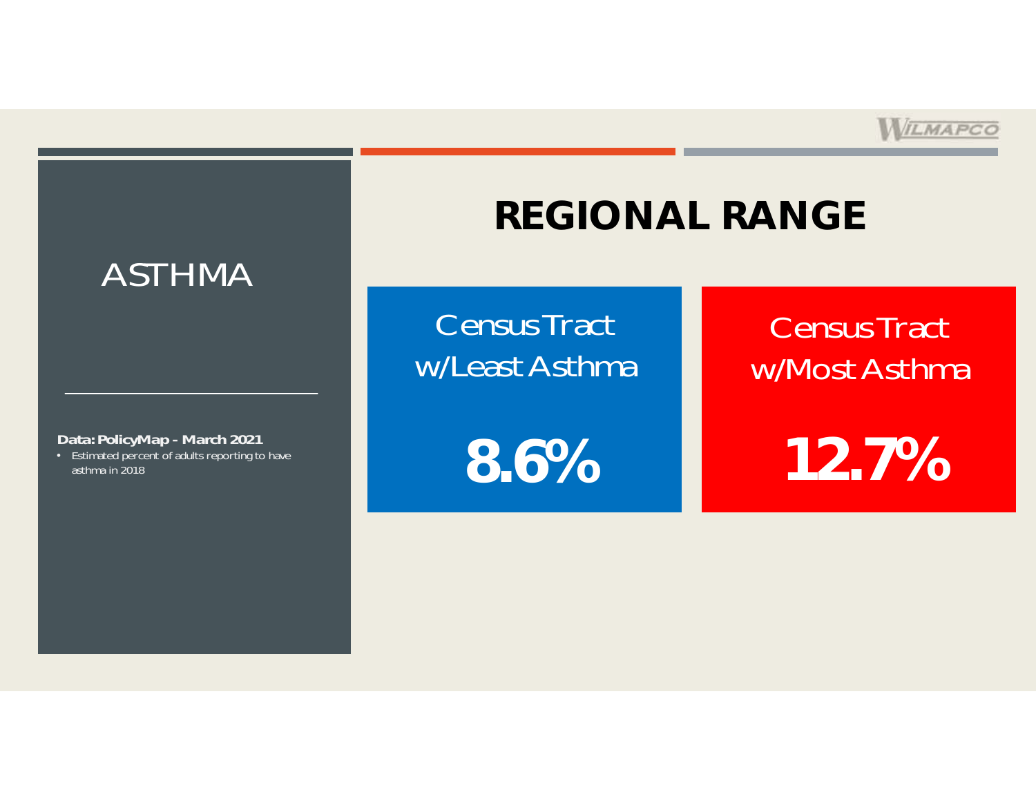# ASTHMA

**Data: PolicyMap - March 2021**

- Estimated percent of adults reporting to have asthma in 2018

## REGIONAL RANGE

| Census Tract w/Least Asthma | Census Tract w/Most Asthma |
|---|---|
| **8.6%** | **12.7%** |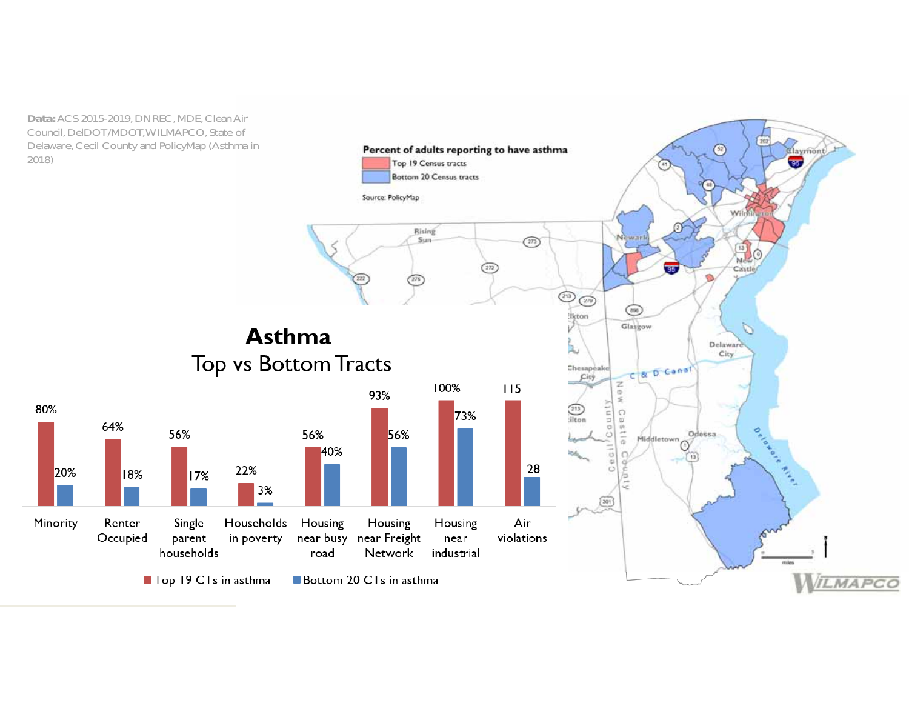**Data:** ACS 2015-2019, DNREC, MDE, Clean Air Council, DelDOT/MDOT, WILMAPCO, State of Delaware, Cecil County and PolicyMap (Asthma in 2018)

**Percent of adults reporting to have asthma**

- Top 19 Census tracts
- Bottom 20 Census tracts

Source: PolicyMap

# Asthma

## Top vs Bottom Tracts

| | Top 19 CTs in asthma | Bottom 20 CTs in asthma |
|---|---|---|
| Minority | 80% | 20% |
| Renter Occupied | 64% | 18% |
| Single parent households | 56% | 17% |
| Households in poverty | 22% | 3% |
| Housing near busy road | 56% | 40% |
| Housing near Freight Network | 93% | 56% |
| Housing near industrial | 100% | 73% |
| Air violations | 115 | 28 |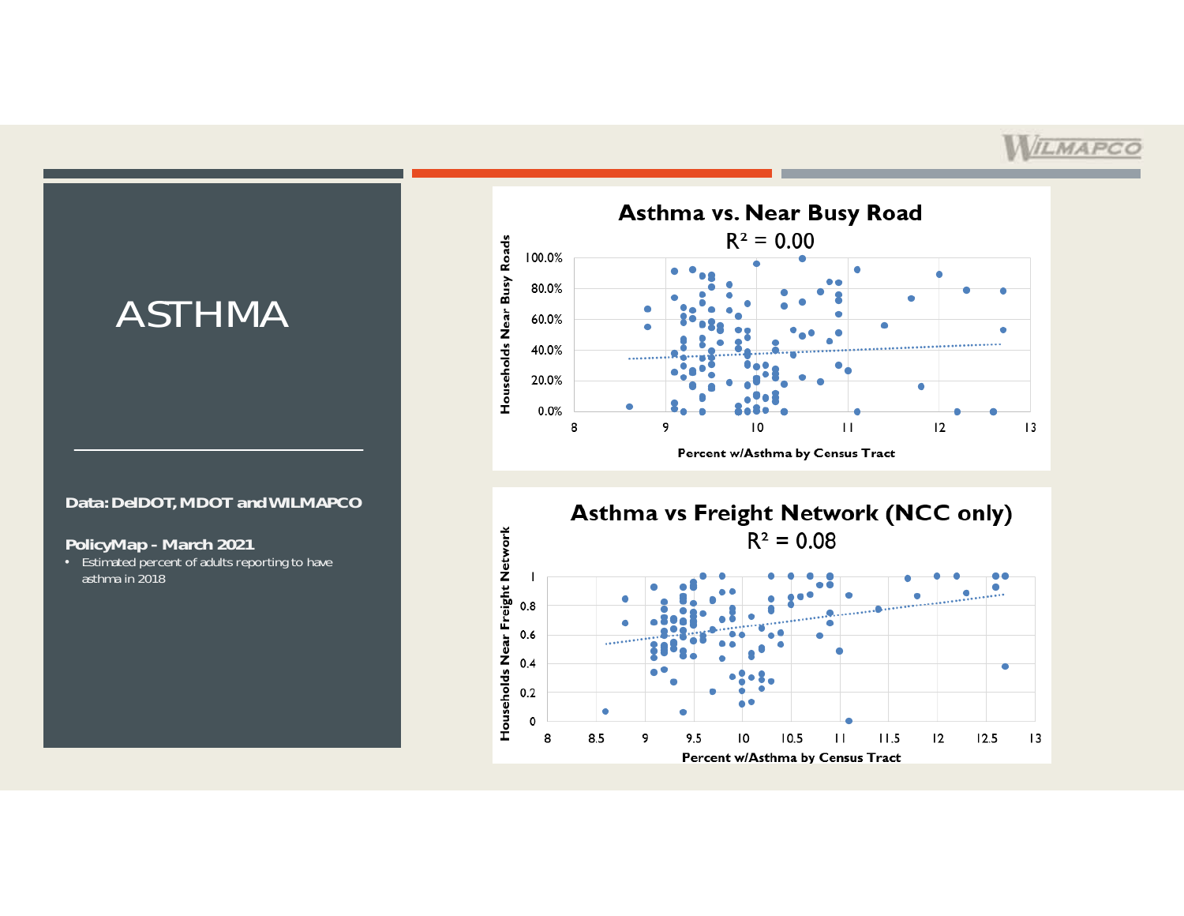# ASTHMA

**Data: DelDOT, MDOT and WILMAPCO**

**PolicyMap - March 2021**

- Estimated percent of adults reporting to have asthma in 2018

## Asthma vs. Near Busy Road

$R^2 = 0.00$

Households Near Busy Roads (y-axis: 0.0%, 20.0%, 40.0%, 60.0%, 80.0%, 100.0%)

Percent w/Asthma by Census Tract (x-axis: 8, 9, 10, 11, 12, 13)

## Asthma vs Freight Network (NCC only)

$R^2 = 0.08$

Households Near Freight Network (y-axis: 0, 0.2, 0.4, 0.6, 0.8, 1)

Percent w/Asthma by Census Tract (x-axis: 8, 8.5, 9, 9.5, 10, 10.5, 11, 11.5, 12, 12.5, 13)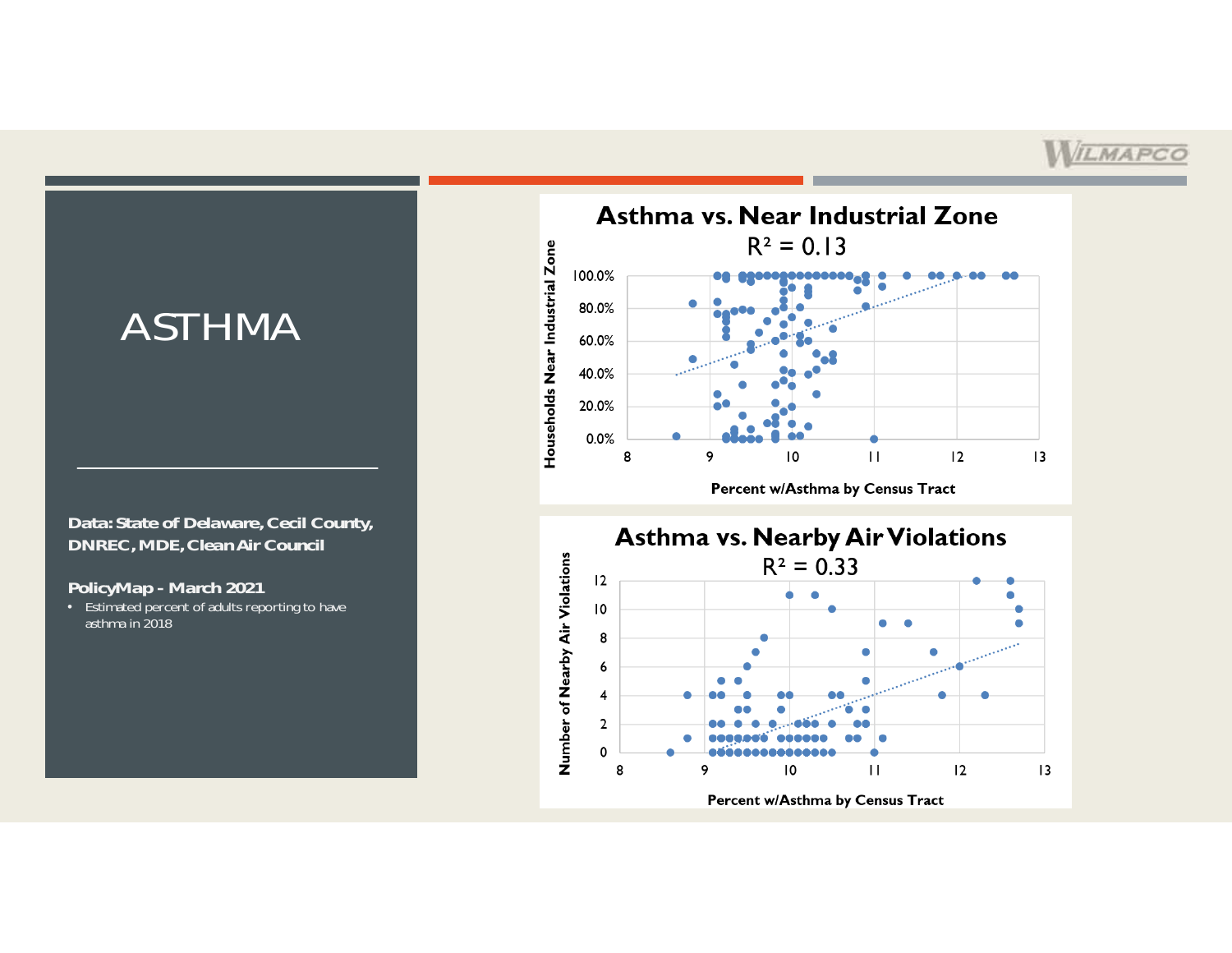# ASTHMA

**Data: State of Delaware, Cecil County, DNREC, MDE, Clean Air Council**

**PolicyMap - March 2021**

- Estimated percent of adults reporting to have asthma in 2018

## Asthma vs. Near Industrial Zone

$R^2 = 0.13$

Y-axis: Households Near Industrial Zone (0.0% – 100.0%)

X-axis: Percent w/Asthma by Census Tract (8 – 13)

## Asthma vs. Nearby Air Violations

$R^2 = 0.33$

Y-axis: Number of Nearby Air Violations (0 – 12)

X-axis: Percent w/Asthma by Census Tract (8 – 13)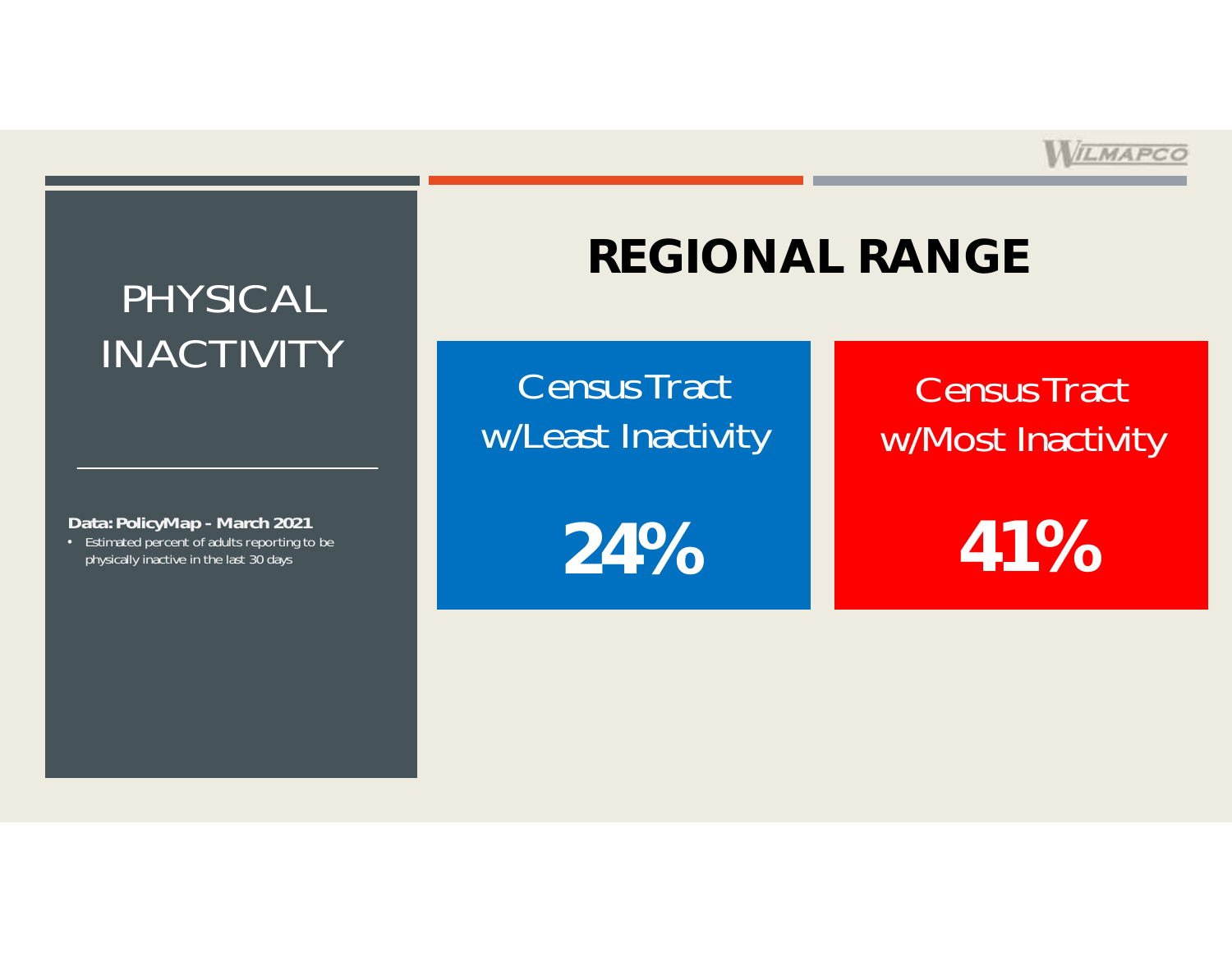# PHYSICAL INACTIVITY

**Data: PolicyMap - March 2021**

- Estimated percent of adults reporting to be physically inactive in the last 30 days

## REGIONAL RANGE

Census Tract w/Least Inactivity

**24%**

Census Tract w/Most Inactivity

**41%**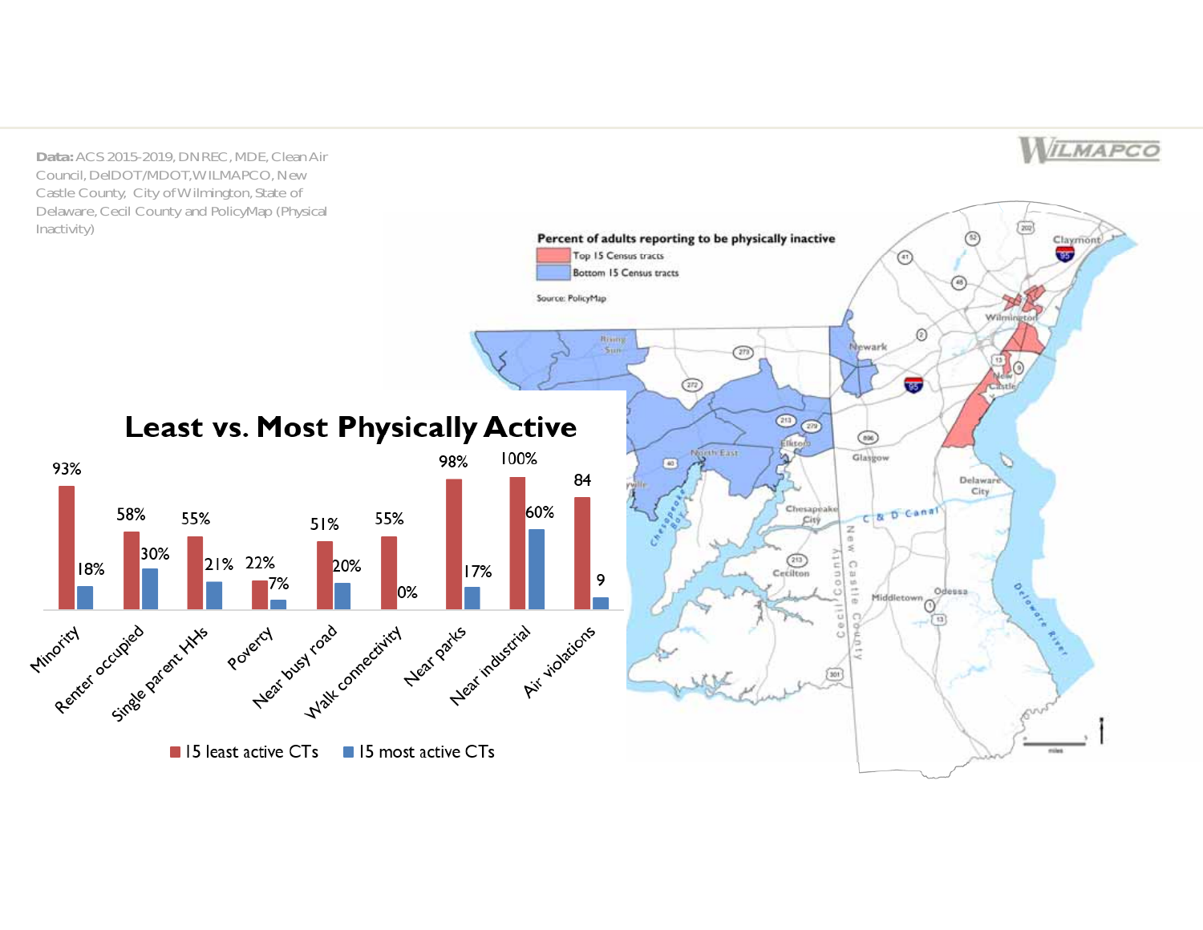**Data:** ACS 2015-2019, DNREC, MDE, Clean Air Council, DelDOT/MDOT, WILMAPCO, New Castle County, City of Wilmington, State of Delaware, Cecil County and PolicyMap (Physical Inactivity)

## Least vs. Most Physically Active

| | 15 least active CTs | 15 most active CTs |
|---|---|---|
| Minority | 93% | 18% |
| Renter occupied | 58% | 30% |
| Single parent HHs | 55% | 21% |
| Poverty | 22% | 7% |
| Near busy road | 51% | 20% |
| Walk connectivity | 55% | 0% |
| Near parks | 98% | 17% |
| Near industrial | 100% | 60% |
| Air violations | 84 | 9 |

Percent of adults reporting to be physically inactive

- Top 15 Census tracts
- Bottom 15 Census tracts

Source: PolicyMap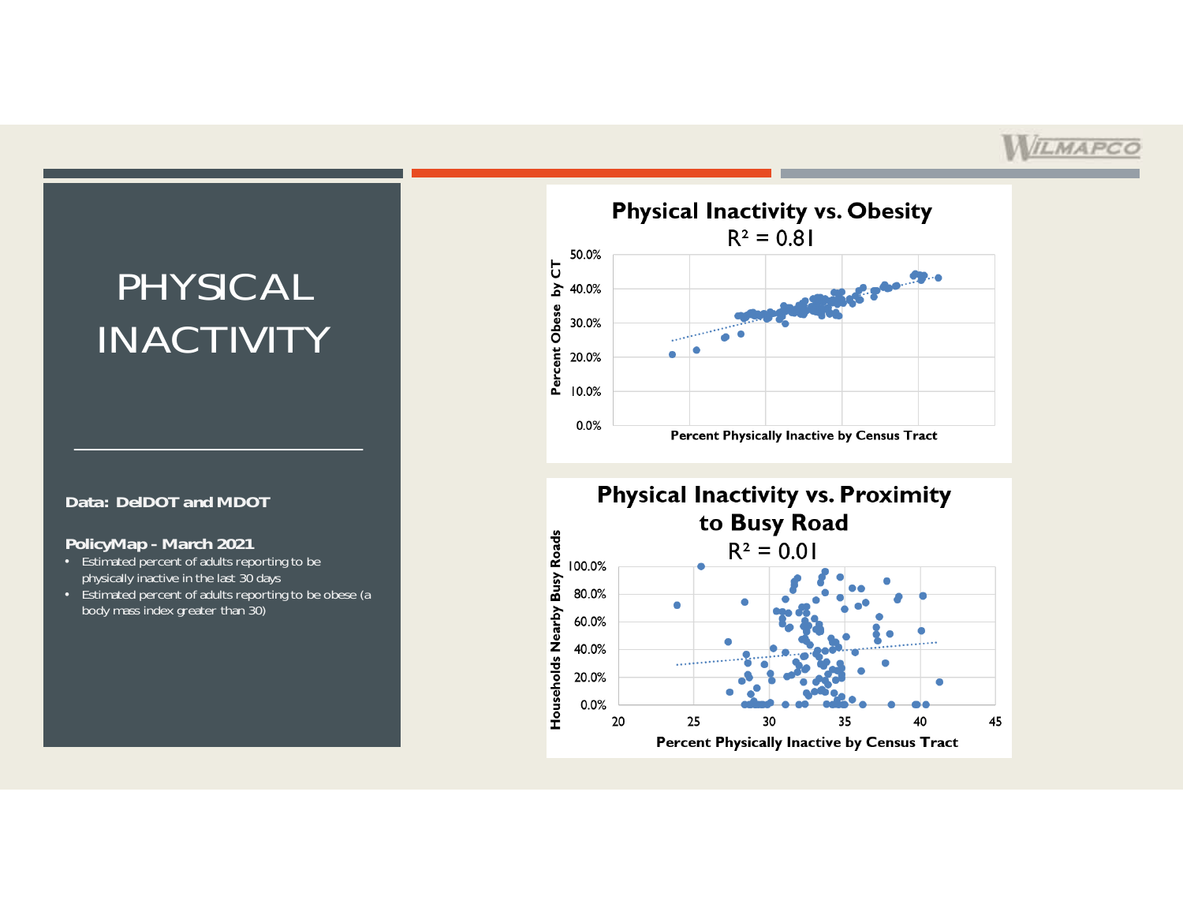# PHYSICAL INACTIVITY

**Data: DelDOT and MDOT**

**PolicyMap - March 2021**

- Estimated percent of adults reporting to be physically inactive in the last 30 days
- Estimated percent of adults reporting to be obese (a body mass index greater than 30)

## Physical Inactivity vs. Obesity

$R^2 = 0.81$

Percent Obese by CT

50.0%
40.0%
30.0%
20.0%
10.0%
0.0%

Percent Physically Inactive by Census Tract

## Physical Inactivity vs. Proximity to Busy Road

$R^2 = 0.01$

Households Nearby Busy Roads

100.0%
80.0%
60.0%
40.0%
20.0%
0.0%

20 25 30 35 40 45

Percent Physically Inactive by Census Tract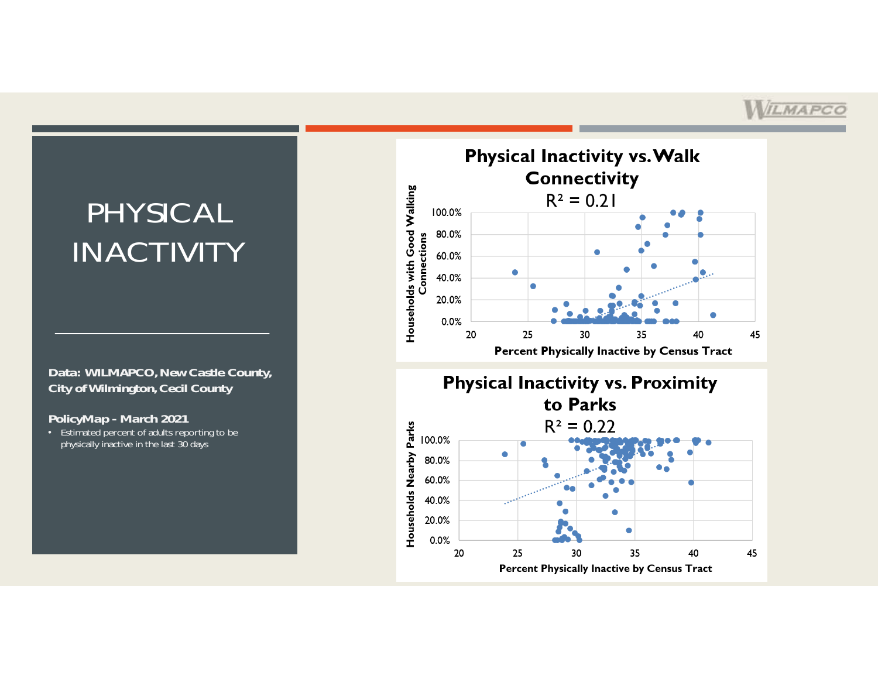# PHYSICAL INACTIVITY

**Data: WILMAPCO, New Castle County, City of Wilmington, Cecil County**

**PolicyMap - March 2021**

- Estimated percent of adults reporting to be physically inactive in the last 30 days

## Physical Inactivity vs. Walk Connectivity

$R^2 = 0.21$

Households with Good Walking Connections

Percent Physically Inactive by Census Tract

## Physical Inactivity vs. Proximity to Parks

$R^2 = 0.22$

Households Nearby Parks

Percent Physically Inactive by Census Tract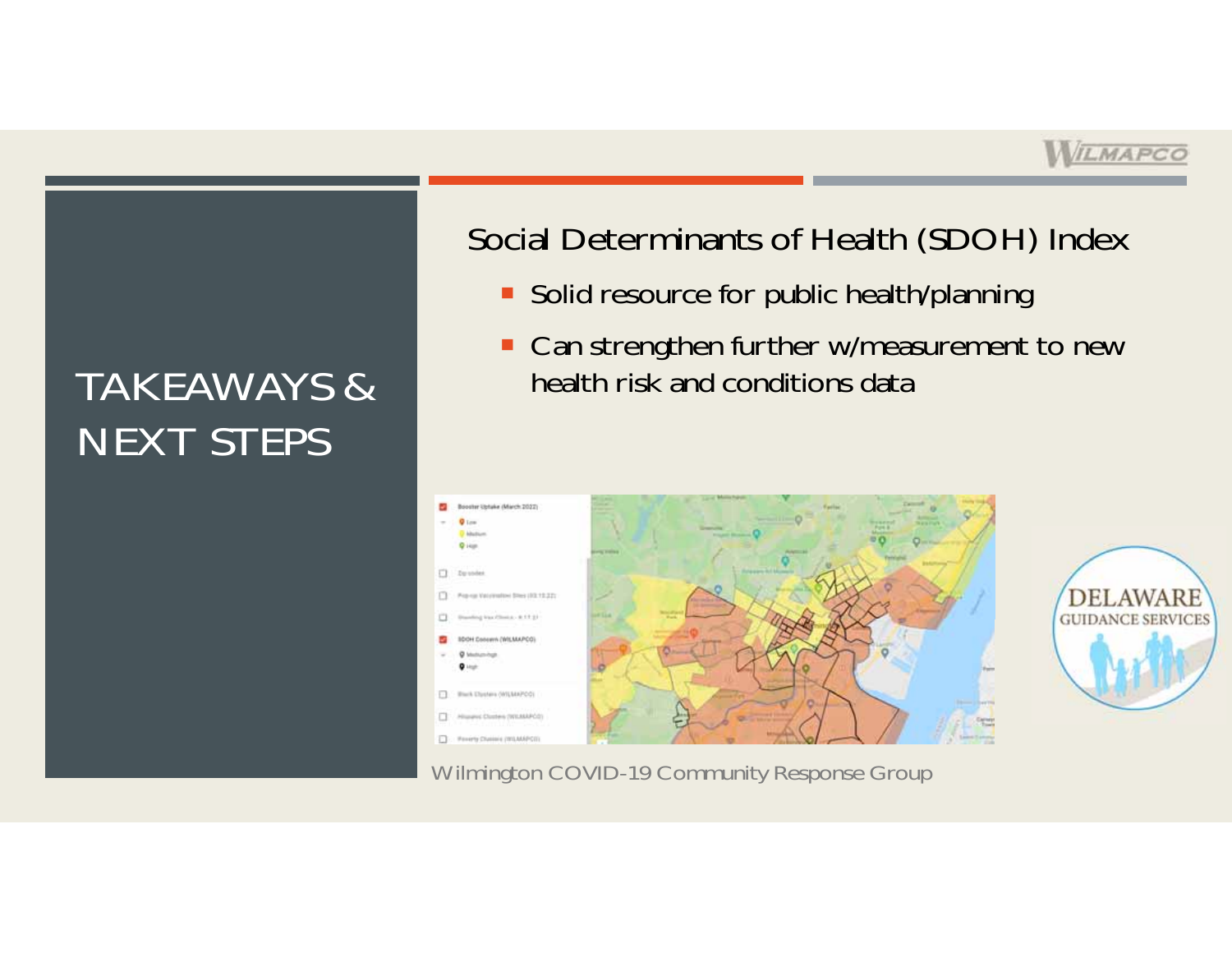# TAKEAWAYS & NEXT STEPS

## Social Determinants of Health (SDOH) Index

- Solid resource for public health/planning
- Can strengthen further w/measurement to new health risk and conditions data

Wilmington COVID-19 Community Response Group